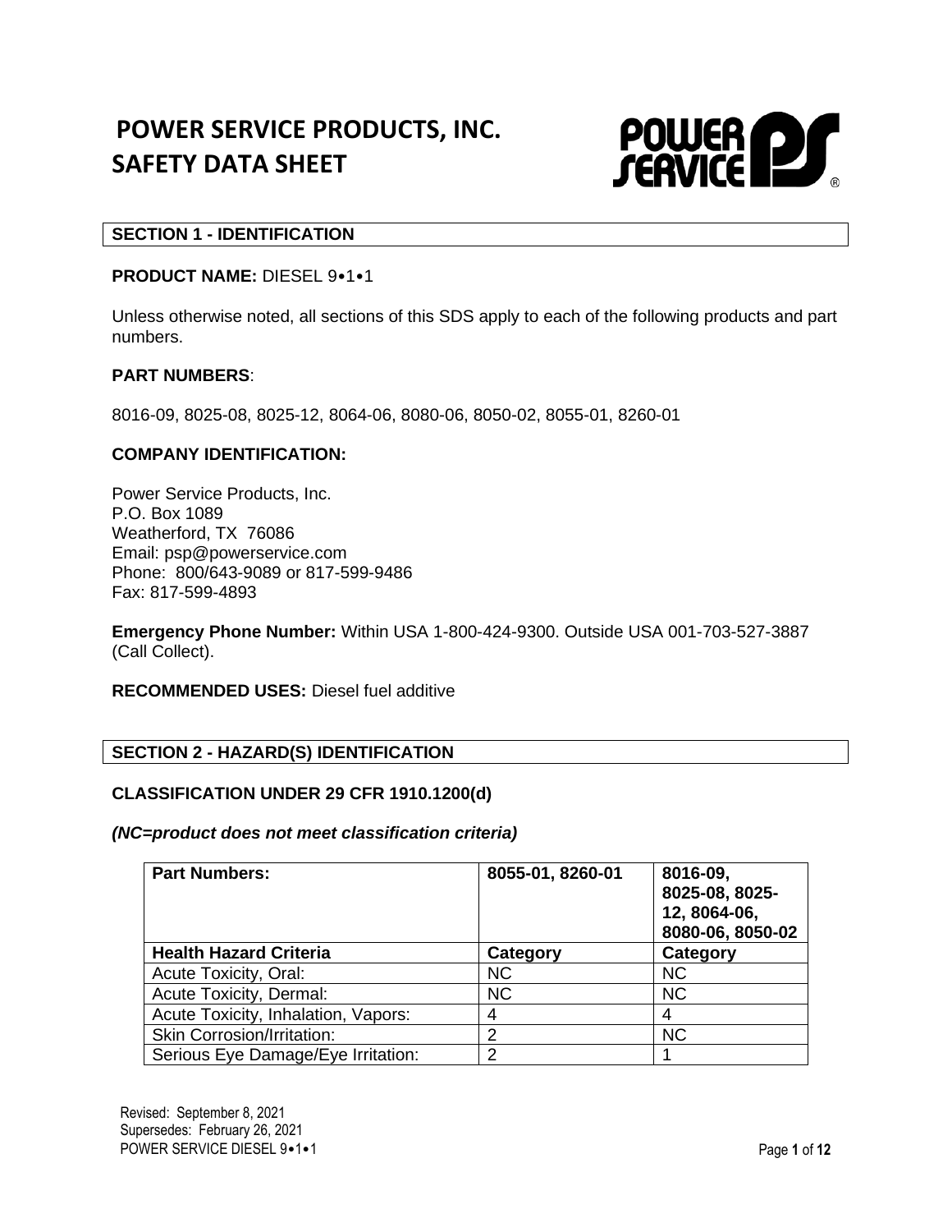# POWER SERVICE PRODUCTS, INC.
# SAFETY DATA SHEET

## SECTION 1 - IDENTIFICATION

**PRODUCT NAME:** DIESEL 9•1•1

Unless otherwise noted, all sections of this SDS apply to each of the following products and part numbers.

**PART NUMBERS**:

8016-09, 8025-08, 8025-12, 8064-06, 8080-06, 8050-02, 8055-01, 8260-01

**COMPANY IDENTIFICATION:**

Power Service Products, Inc.
P.O. Box 1089
Weatherford, TX 76086
Email: psp@powerservice.com
Phone: 800/643-9089 or 817-599-9486
Fax: 817-599-4893

**Emergency Phone Number:** Within USA 1-800-424-9300. Outside USA 001-703-527-3887 (Call Collect).

**RECOMMENDED USES:** Diesel fuel additive

## SECTION 2 - HAZARD(S) IDENTIFICATION

**CLASSIFICATION UNDER 29 CFR 1910.1200(d)**

***(NC=product does not meet classification criteria)***

| **Part Numbers:** | **8055-01, 8260-01** | **8016-09, 8025-08, 8025-12, 8064-06, 8080-06, 8050-02** |
|---|---|---|
| **Health Hazard Criteria** | **Category** | **Category** |
| Acute Toxicity, Oral: | NC | NC |
| Acute Toxicity, Dermal: | NC | NC |
| Acute Toxicity, Inhalation, Vapors: | 4 | 4 |
| Skin Corrosion/Irritation: | 2 | NC |
| Serious Eye Damage/Eye Irritation: | 2 | 1 |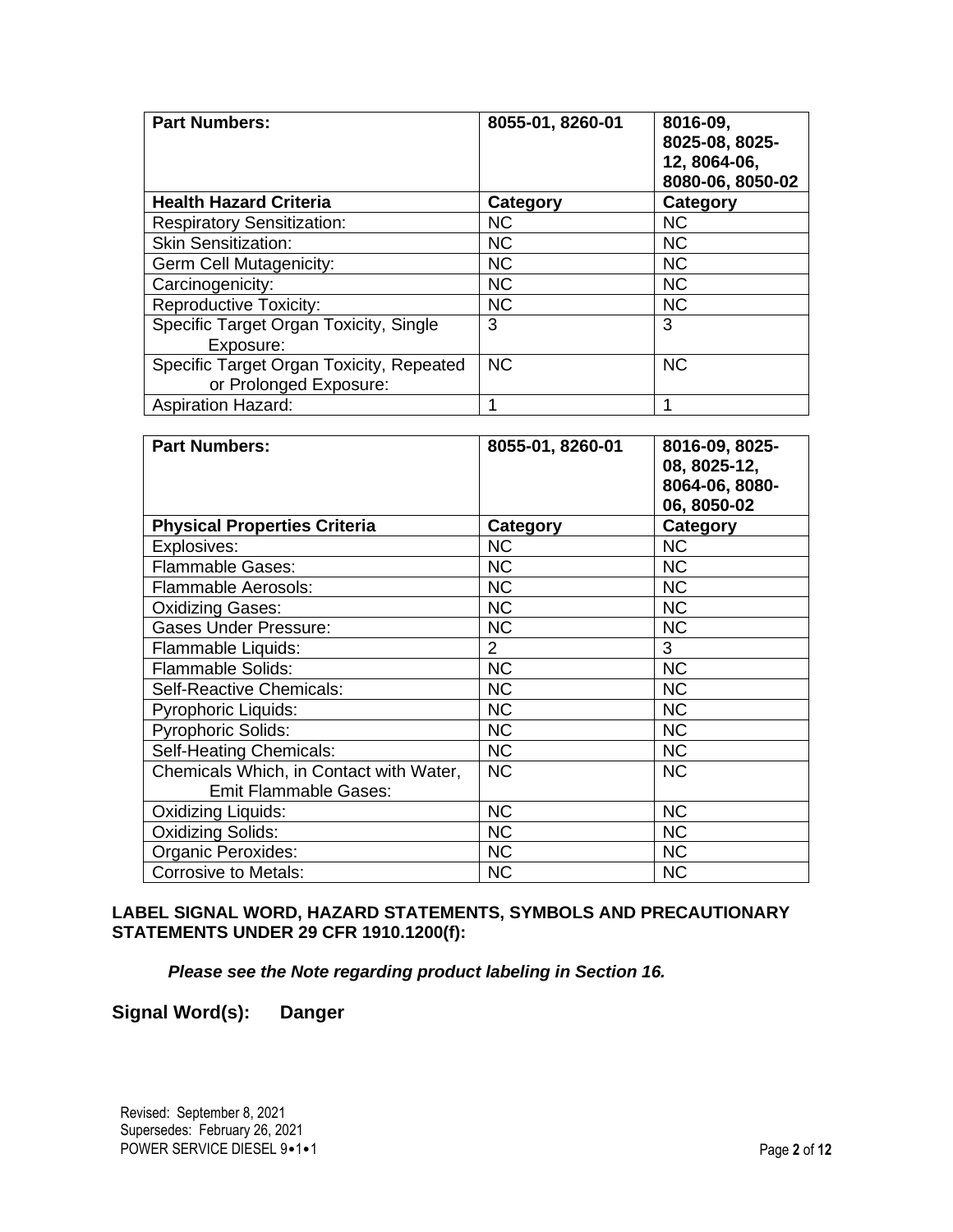| Part Numbers: | 8055-01, 8260-01 | 8016-09, 8025-08, 8025-12, 8064-06, 8080-06, 8050-02 |
|---|---|---|
| **Health Hazard Criteria** | **Category** | **Category** |
| Respiratory Sensitization: | NC | NC |
| Skin Sensitization: | NC | NC |
| Germ Cell Mutagenicity: | NC | NC |
| Carcinogenicity: | NC | NC |
| Reproductive Toxicity: | NC | NC |
| Specific Target Organ Toxicity, Single Exposure: | 3 | 3 |
| Specific Target Organ Toxicity, Repeated or Prolonged Exposure: | NC | NC |
| Aspiration Hazard: | 1 | 1 |

| Part Numbers: | 8055-01, 8260-01 | 8016-09, 8025-08, 8025-12, 8064-06, 8080-06, 8050-02 |
|---|---|---|
| **Physical Properties Criteria** | **Category** | **Category** |
| Explosives: | NC | NC |
| Flammable Gases: | NC | NC |
| Flammable Aerosols: | NC | NC |
| Oxidizing Gases: | NC | NC |
| Gases Under Pressure: | NC | NC |
| Flammable Liquids: | 2 | 3 |
| Flammable Solids: | NC | NC |
| Self-Reactive Chemicals: | NC | NC |
| Pyrophoric Liquids: | NC | NC |
| Pyrophoric Solids: | NC | NC |
| Self-Heating Chemicals: | NC | NC |
| Chemicals Which, in Contact with Water, Emit Flammable Gases: | NC | NC |
| Oxidizing Liquids: | NC | NC |
| Oxidizing Solids: | NC | NC |
| Organic Peroxides: | NC | NC |
| Corrosive to Metals: | NC | NC |

**LABEL SIGNAL WORD, HAZARD STATEMENTS, SYMBOLS AND PRECAUTIONARY STATEMENTS UNDER 29 CFR 1910.1200(f):**

***Please see the Note regarding product labeling in Section 16.***

**Signal Word(s): Danger**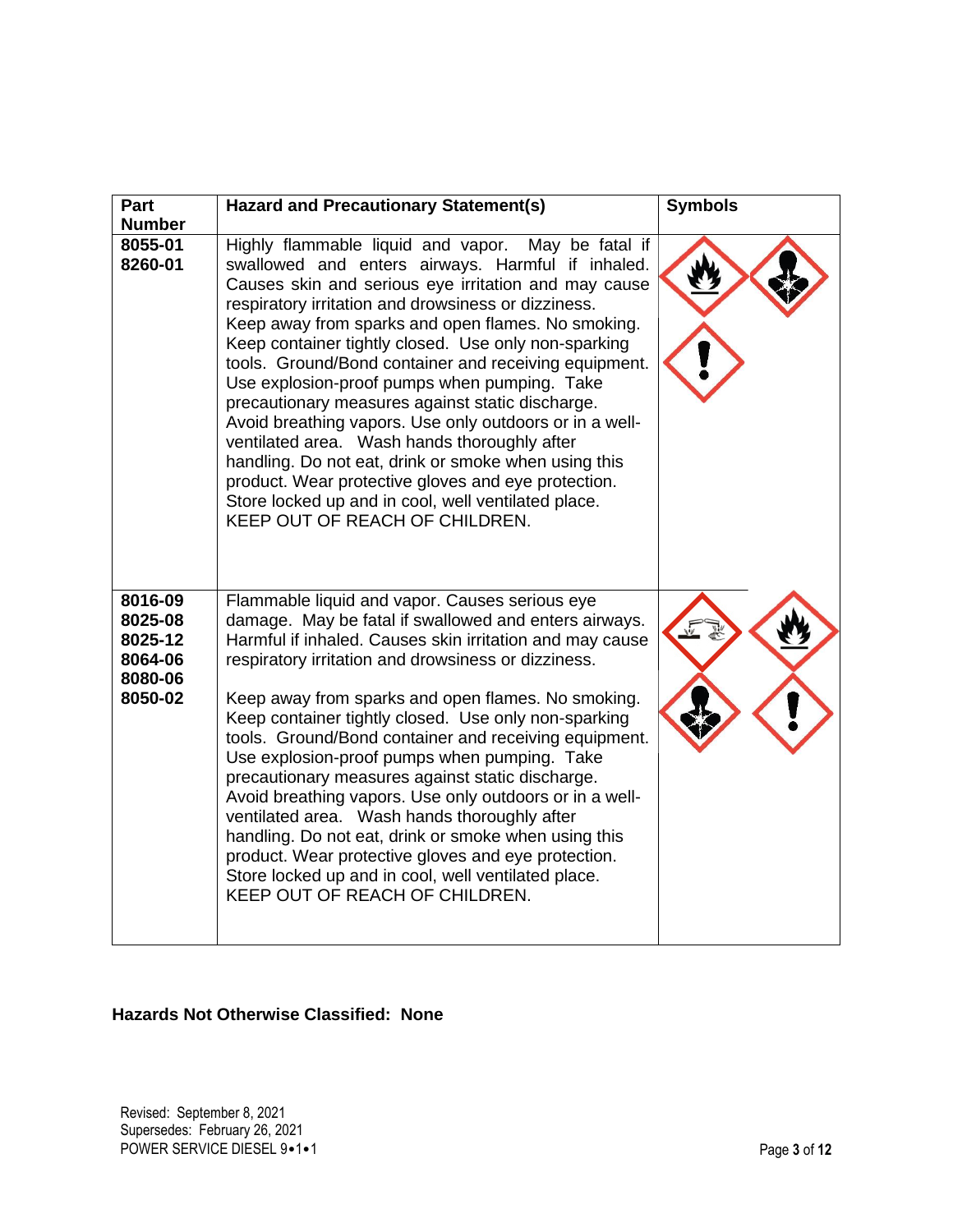| Part Number | Hazard and Precautionary Statement(s) | Symbols |
|---|---|---|
| 8055-01<br>8260-01 | Highly flammable liquid and vapor. May be fatal if swallowed and enters airways. Harmful if inhaled. Causes skin and serious eye irritation and may cause respiratory irritation and drowsiness or dizziness. Keep away from sparks and open flames. No smoking. Keep container tightly closed. Use only non-sparking tools. Ground/Bond container and receiving equipment. Use explosion-proof pumps when pumping. Take precautionary measures against static discharge. Avoid breathing vapors. Use only outdoors or in a well-ventilated area. Wash hands thoroughly after handling. Do not eat, drink or smoke when using this product. Wear protective gloves and eye protection. Store locked up and in cool, well ventilated place. KEEP OUT OF REACH OF CHILDREN. | |
| 8016-09<br>8025-08<br>8025-12<br>8064-06<br>8080-06<br>8050-02 | Flammable liquid and vapor. Causes serious eye damage. May be fatal if swallowed and enters airways. Harmful if inhaled. Causes skin irritation and may cause respiratory irritation and drowsiness or dizziness.<br><br>Keep away from sparks and open flames. No smoking. Keep container tightly closed. Use only non-sparking tools. Ground/Bond container and receiving equipment. Use explosion-proof pumps when pumping. Take precautionary measures against static discharge. Avoid breathing vapors. Use only outdoors or in a well-ventilated area. Wash hands thoroughly after handling. Do not eat, drink or smoke when using this product. Wear protective gloves and eye protection. Store locked up and in cool, well ventilated place. KEEP OUT OF REACH OF CHILDREN. | |

**Hazards Not Otherwise Classified: None**

Revised: September 8, 2021
Supersedes: February 26, 2021
POWER SERVICE DIESEL 9•1•1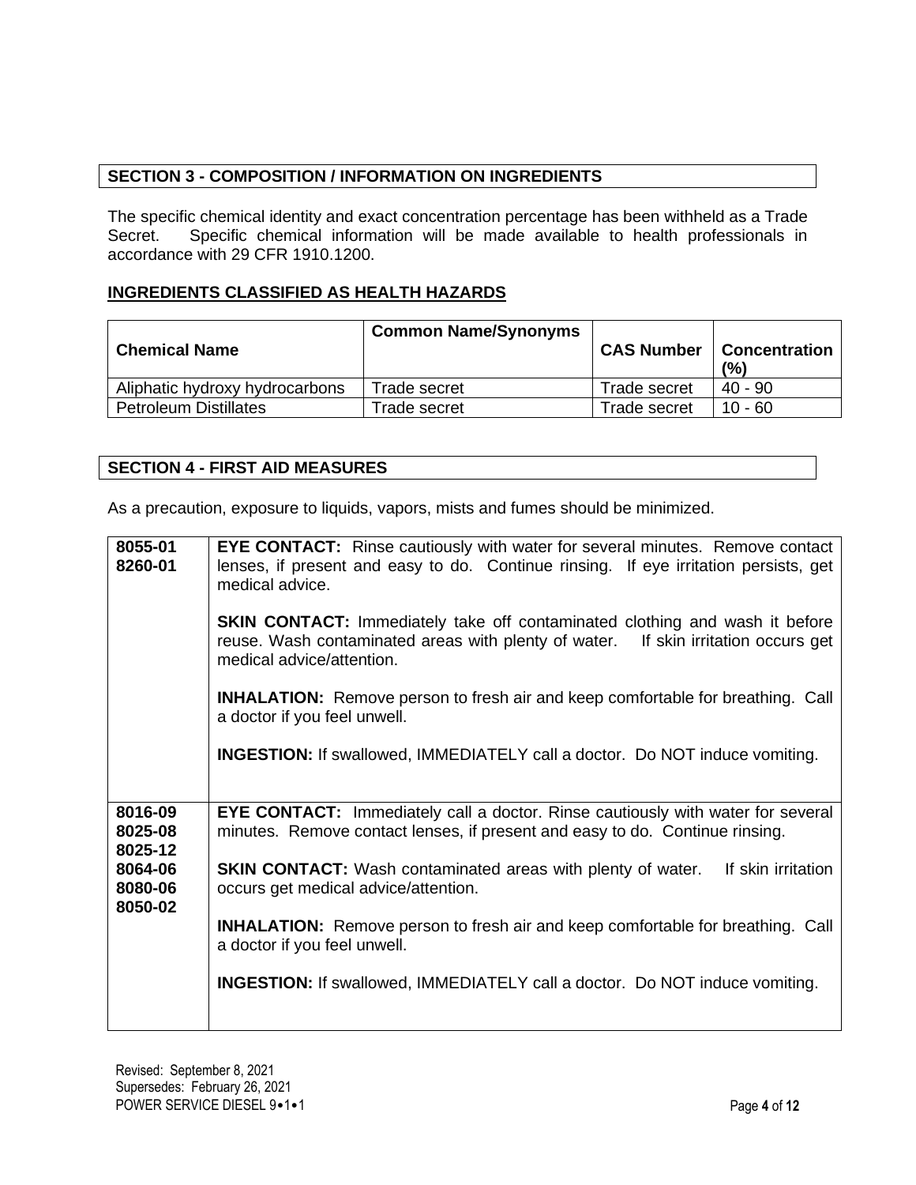## SECTION 3 - COMPOSITION / INFORMATION ON INGREDIENTS

The specific chemical identity and exact concentration percentage has been withheld as a Trade Secret. Specific chemical information will be made available to health professionals in accordance with 29 CFR 1910.1200.

### INGREDIENTS CLASSIFIED AS HEALTH HAZARDS

| Chemical Name | Common Name/Synonyms | CAS Number | Concentration (%) |
|---|---|---|---|
| Aliphatic hydroxy hydrocarbons | Trade secret | Trade secret | 40 - 90 |
| Petroleum Distillates | Trade secret | Trade secret | 10 - 60 |

## SECTION 4 - FIRST AID MEASURES

As a precaution, exposure to liquids, vapors, mists and fumes should be minimized.

| Product | First Aid Measures |
|---|---|
| **8055-01**<br>**8260-01** | **EYE CONTACT:** Rinse cautiously with water for several minutes. Remove contact lenses, if present and easy to do. Continue rinsing. If eye irritation persists, get medical advice.<br><br>**SKIN CONTACT:** Immediately take off contaminated clothing and wash it before reuse. Wash contaminated areas with plenty of water. If skin irritation occurs get medical advice/attention.<br><br>**INHALATION:** Remove person to fresh air and keep comfortable for breathing. Call a doctor if you feel unwell.<br><br>**INGESTION:** If swallowed, IMMEDIATELY call a doctor. Do NOT induce vomiting. |
| **8016-09**<br>**8025-08**<br>**8025-12**<br>**8064-06**<br>**8080-06**<br>**8050-02** | **EYE CONTACT:** Immediately call a doctor. Rinse cautiously with water for several minutes. Remove contact lenses, if present and easy to do. Continue rinsing.<br><br>**SKIN CONTACT:** Wash contaminated areas with plenty of water. If skin irritation occurs get medical advice/attention.<br><br>**INHALATION:** Remove person to fresh air and keep comfortable for breathing. Call a doctor if you feel unwell.<br><br>**INGESTION:** If swallowed, IMMEDIATELY call a doctor. Do NOT induce vomiting. |

Revised: September 8, 2021
Supersedes: February 26, 2021
POWER SERVICE DIESEL 9•1•1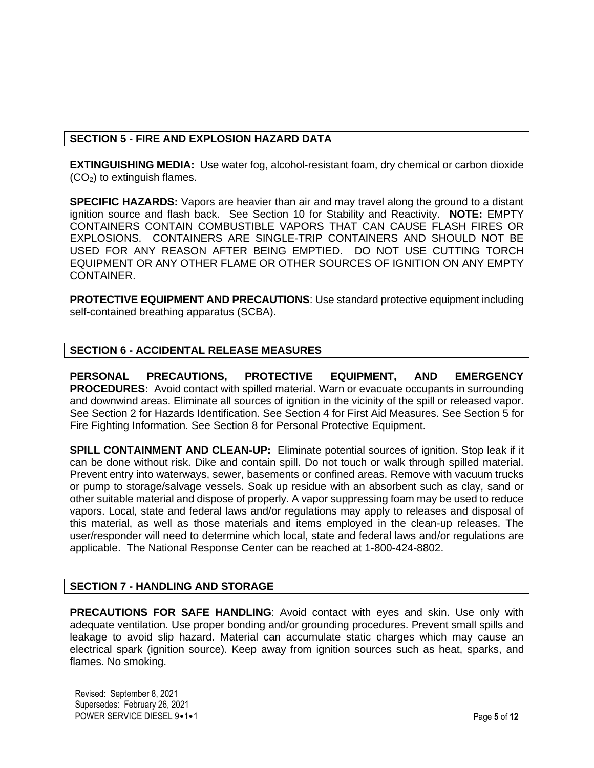## SECTION 5 - FIRE AND EXPLOSION HAZARD DATA

**EXTINGUISHING MEDIA:** Use water fog, alcohol-resistant foam, dry chemical or carbon dioxide ($CO_2$) to extinguish flames.

**SPECIFIC HAZARDS:** Vapors are heavier than air and may travel along the ground to a distant ignition source and flash back. See Section 10 for Stability and Reactivity. **NOTE:** EMPTY CONTAINERS CONTAIN COMBUSTIBLE VAPORS THAT CAN CAUSE FLASH FIRES OR EXPLOSIONS. CONTAINERS ARE SINGLE-TRIP CONTAINERS AND SHOULD NOT BE USED FOR ANY REASON AFTER BEING EMPTIED. DO NOT USE CUTTING TORCH EQUIPMENT OR ANY OTHER FLAME OR OTHER SOURCES OF IGNITION ON ANY EMPTY CONTAINER.

**PROTECTIVE EQUIPMENT AND PRECAUTIONS**: Use standard protective equipment including self-contained breathing apparatus (SCBA).

## SECTION 6 - ACCIDENTAL RELEASE MEASURES

**PERSONAL PRECAUTIONS, PROTECTIVE EQUIPMENT, AND EMERGENCY PROCEDURES:** Avoid contact with spilled material. Warn or evacuate occupants in surrounding and downwind areas. Eliminate all sources of ignition in the vicinity of the spill or released vapor. See Section 2 for Hazards Identification. See Section 4 for First Aid Measures. See Section 5 for Fire Fighting Information. See Section 8 for Personal Protective Equipment.

**SPILL CONTAINMENT AND CLEAN-UP:** Eliminate potential sources of ignition. Stop leak if it can be done without risk. Dike and contain spill. Do not touch or walk through spilled material. Prevent entry into waterways, sewer, basements or confined areas. Remove with vacuum trucks or pump to storage/salvage vessels. Soak up residue with an absorbent such as clay, sand or other suitable material and dispose of properly. A vapor suppressing foam may be used to reduce vapors. Local, state and federal laws and/or regulations may apply to releases and disposal of this material, as well as those materials and items employed in the clean-up releases. The user/responder will need to determine which local, state and federal laws and/or regulations are applicable. The National Response Center can be reached at 1-800-424-8802.

## SECTION 7 - HANDLING AND STORAGE

**PRECAUTIONS FOR SAFE HANDLING**: Avoid contact with eyes and skin. Use only with adequate ventilation. Use proper bonding and/or grounding procedures. Prevent small spills and leakage to avoid slip hazard. Material can accumulate static charges which may cause an electrical spark (ignition source). Keep away from ignition sources such as heat, sparks, and flames. No smoking.

Revised: September 8, 2021
Supersedes: February 26, 2021
POWER SERVICE DIESEL 9•1•1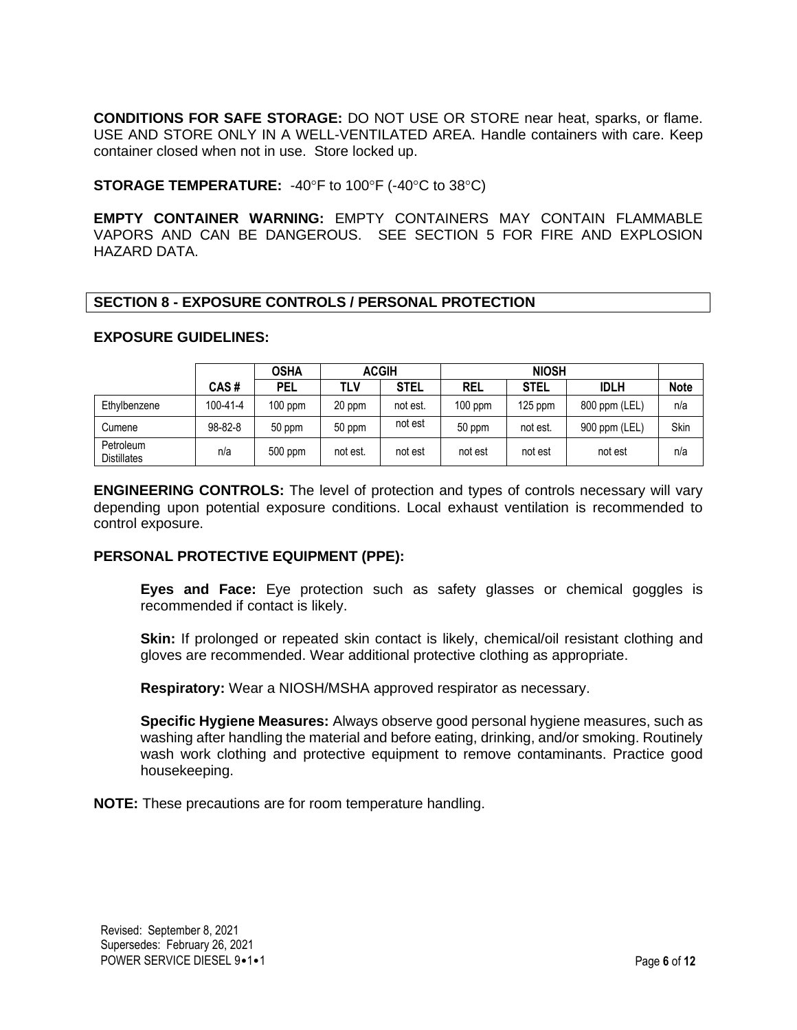**CONDITIONS FOR SAFE STORAGE:** DO NOT USE OR STORE near heat, sparks, or flame. USE AND STORE ONLY IN A WELL-VENTILATED AREA. Handle containers with care. Keep container closed when not in use. Store locked up.

**STORAGE TEMPERATURE:** -40°F to 100°F (-40°C to 38°C)

**EMPTY CONTAINER WARNING:** EMPTY CONTAINERS MAY CONTAIN FLAMMABLE VAPORS AND CAN BE DANGEROUS. SEE SECTION 5 FOR FIRE AND EXPLOSION HAZARD DATA.

## SECTION 8 - EXPOSURE CONTROLS / PERSONAL PROTECTION

**EXPOSURE GUIDELINES:**

| | | OSHA | ACGIH | | NIOSH | | | |
|---|---|---|---|---|---|---|---|---|
| | CAS # | PEL | TLV | STEL | REL | STEL | IDLH | Note |
| Ethylbenzene | 100-41-4 | 100 ppm | 20 ppm | not est. | 100 ppm | 125 ppm | 800 ppm (LEL) | n/a |
| Cumene | 98-82-8 | 50 ppm | 50 ppm | not est | 50 ppm | not est. | 900 ppm (LEL) | Skin |
| Petroleum Distillates | n/a | 500 ppm | not est. | not est | not est | not est | not est | n/a |

**ENGINEERING CONTROLS:** The level of protection and types of controls necessary will vary depending upon potential exposure conditions. Local exhaust ventilation is recommended to control exposure.

**PERSONAL PROTECTIVE EQUIPMENT (PPE):**

**Eyes and Face:** Eye protection such as safety glasses or chemical goggles is recommended if contact is likely.

**Skin:** If prolonged or repeated skin contact is likely, chemical/oil resistant clothing and gloves are recommended. Wear additional protective clothing as appropriate.

**Respiratory:** Wear a NIOSH/MSHA approved respirator as necessary.

**Specific Hygiene Measures:** Always observe good personal hygiene measures, such as washing after handling the material and before eating, drinking, and/or smoking. Routinely wash work clothing and protective equipment to remove contaminants. Practice good housekeeping.

**NOTE:** These precautions are for room temperature handling.

Revised: September 8, 2021
Supersedes: February 26, 2021
POWER SERVICE DIESEL 9•1•1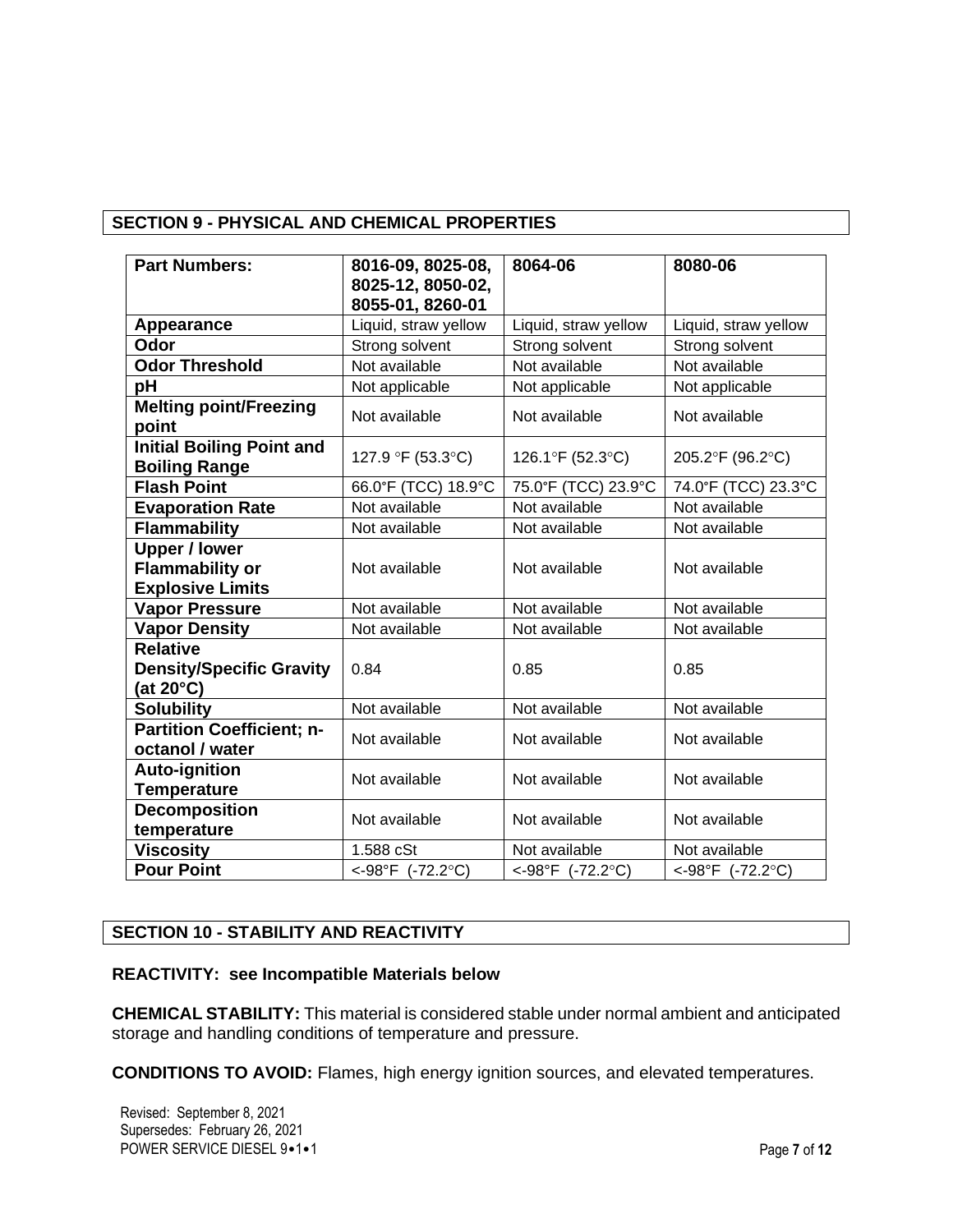## SECTION 9 - PHYSICAL AND CHEMICAL PROPERTIES

| Part Numbers: | 8016-09, 8025-08, 8025-12, 8050-02, 8055-01, 8260-01 | 8064-06 | 8080-06 |
|---|---|---|---|
| **Appearance** | Liquid, straw yellow | Liquid, straw yellow | Liquid, straw yellow |
| **Odor** | Strong solvent | Strong solvent | Strong solvent |
| **Odor Threshold** | Not available | Not available | Not available |
| **pH** | Not applicable | Not applicable | Not applicable |
| **Melting point/Freezing point** | Not available | Not available | Not available |
| **Initial Boiling Point and Boiling Range** | 127.9 °F (53.3°C) | 126.1°F (52.3°C) | 205.2°F (96.2°C) |
| **Flash Point** | 66.0°F (TCC) 18.9°C | 75.0°F (TCC) 23.9°C | 74.0°F (TCC) 23.3°C |
| **Evaporation Rate** | Not available | Not available | Not available |
| **Flammability** | Not available | Not available | Not available |
| **Upper / lower Flammability or Explosive Limits** | Not available | Not available | Not available |
| **Vapor Pressure** | Not available | Not available | Not available |
| **Vapor Density** | Not available | Not available | Not available |
| **Relative Density/Specific Gravity (at 20°C)** | 0.84 | 0.85 | 0.85 |
| **Solubility** | Not available | Not available | Not available |
| **Partition Coefficient; n-octanol / water** | Not available | Not available | Not available |
| **Auto-ignition Temperature** | Not available | Not available | Not available |
| **Decomposition temperature** | Not available | Not available | Not available |
| **Viscosity** | 1.588 cSt | Not available | Not available |
| **Pour Point** | <-98°F (-72.2°C) | <-98°F (-72.2°C) | <-98°F (-72.2°C) |

## SECTION 10 - STABILITY AND REACTIVITY

**REACTIVITY: see Incompatible Materials below**

**CHEMICAL STABILITY:** This material is considered stable under normal ambient and anticipated storage and handling conditions of temperature and pressure.

**CONDITIONS TO AVOID:** Flames, high energy ignition sources, and elevated temperatures.

Revised: September 8, 2021
Supersedes: February 26, 2021
POWER SERVICE DIESEL 9•1•1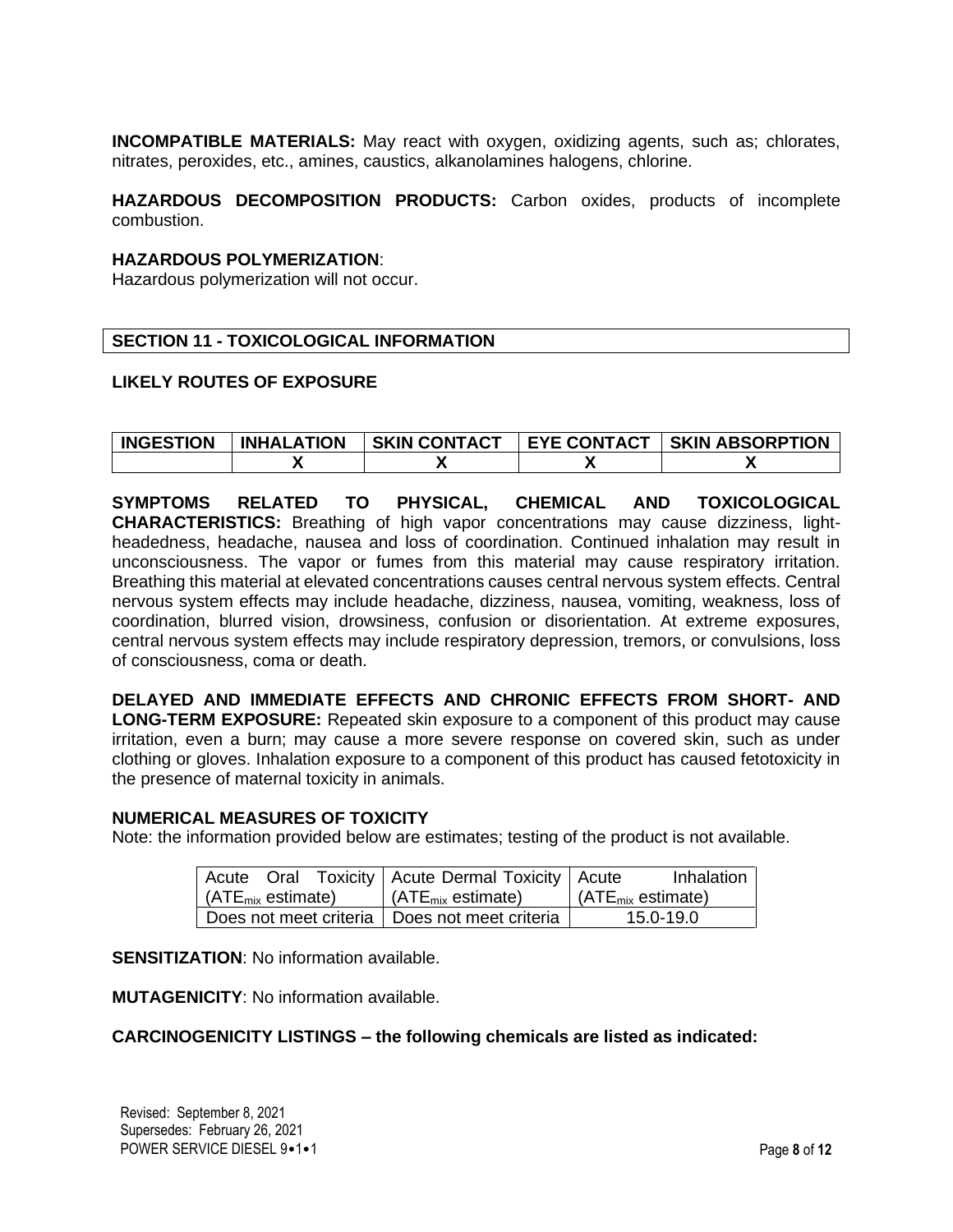**INCOMPATIBLE MATERIALS:** May react with oxygen, oxidizing agents, such as; chlorates, nitrates, peroxides, etc., amines, caustics, alkanolamines halogens, chlorine.

**HAZARDOUS DECOMPOSITION PRODUCTS:** Carbon oxides, products of incomplete combustion.

**HAZARDOUS POLYMERIZATION**:
Hazardous polymerization will not occur.

## SECTION 11 - TOXICOLOGICAL INFORMATION

### LIKELY ROUTES OF EXPOSURE

| INGESTION | INHALATION | SKIN CONTACT | EYE CONTACT | SKIN ABSORPTION |
|---|---|---|---|---|
| | X | X | X | X |

**SYMPTOMS RELATED TO PHYSICAL, CHEMICAL AND TOXICOLOGICAL CHARACTERISTICS:** Breathing of high vapor concentrations may cause dizziness, light-headedness, headache, nausea and loss of coordination. Continued inhalation may result in unconsciousness. The vapor or fumes from this material may cause respiratory irritation. Breathing this material at elevated concentrations causes central nervous system effects. Central nervous system effects may include headache, dizziness, nausea, vomiting, weakness, loss of coordination, blurred vision, drowsiness, confusion or disorientation. At extreme exposures, central nervous system effects may include respiratory depression, tremors, or convulsions, loss of consciousness, coma or death.

**DELAYED AND IMMEDIATE EFFECTS AND CHRONIC EFFECTS FROM SHORT- AND LONG-TERM EXPOSURE:** Repeated skin exposure to a component of this product may cause irritation, even a burn; may cause a more severe response on covered skin, such as under clothing or gloves. Inhalation exposure to a component of this product has caused fetotoxicity in the presence of maternal toxicity in animals.

### NUMERICAL MEASURES OF TOXICITY

Note: the information provided below are estimates; testing of the product is not available.

| Acute Oral Toxicity ($ATE_{mix}$ estimate) | Acute Dermal Toxicity ($ATE_{mix}$ estimate) | Acute Inhalation ($ATE_{mix}$ estimate) |
|---|---|---|
| Does not meet criteria | Does not meet criteria | 15.0-19.0 |

**SENSITIZATION**: No information available.

**MUTAGENICITY**: No information available.

**CARCINOGENICITY LISTINGS – the following chemicals are listed as indicated:**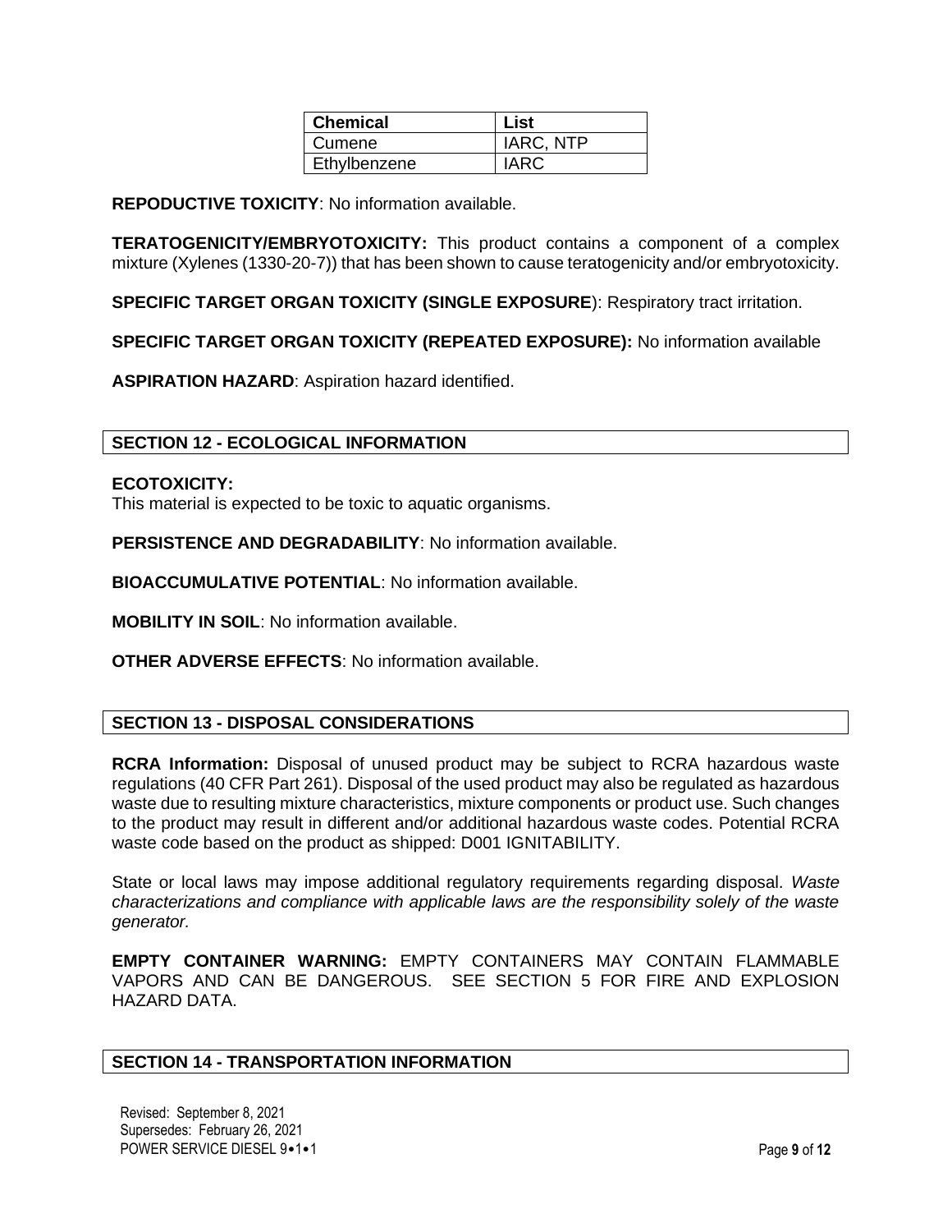| Chemical | List |
| --- | --- |
| Cumene | IARC, NTP |
| Ethylbenzene | IARC |

**REPODUCTIVE TOXICITY**: No information available.

**TERATOGENICITY/EMBRYOTOXICITY:** This product contains a component of a complex mixture (Xylenes (1330-20-7)) that has been shown to cause teratogenicity and/or embryotoxicity.

**SPECIFIC TARGET ORGAN TOXICITY (SINGLE EXPOSURE**): Respiratory tract irritation.

**SPECIFIC TARGET ORGAN TOXICITY (REPEATED EXPOSURE):** No information available

**ASPIRATION HAZARD**: Aspiration hazard identified.

## SECTION 12 - ECOLOGICAL INFORMATION

**ECOTOXICITY:**
This material is expected to be toxic to aquatic organisms.

**PERSISTENCE AND DEGRADABILITY**: No information available.

**BIOACCUMULATIVE POTENTIAL**: No information available.

**MOBILITY IN SOIL**: No information available.

**OTHER ADVERSE EFFECTS**: No information available.

## SECTION 13 - DISPOSAL CONSIDERATIONS

**RCRA Information:** Disposal of unused product may be subject to RCRA hazardous waste regulations (40 CFR Part 261). Disposal of the used product may also be regulated as hazardous waste due to resulting mixture characteristics, mixture components or product use. Such changes to the product may result in different and/or additional hazardous waste codes. Potential RCRA waste code based on the product as shipped: D001 IGNITABILITY.

State or local laws may impose additional regulatory requirements regarding disposal. *Waste characterizations and compliance with applicable laws are the responsibility solely of the waste generator.*

**EMPTY CONTAINER WARNING:** EMPTY CONTAINERS MAY CONTAIN FLAMMABLE VAPORS AND CAN BE DANGEROUS. SEE SECTION 5 FOR FIRE AND EXPLOSION HAZARD DATA.

## SECTION 14 - TRANSPORTATION INFORMATION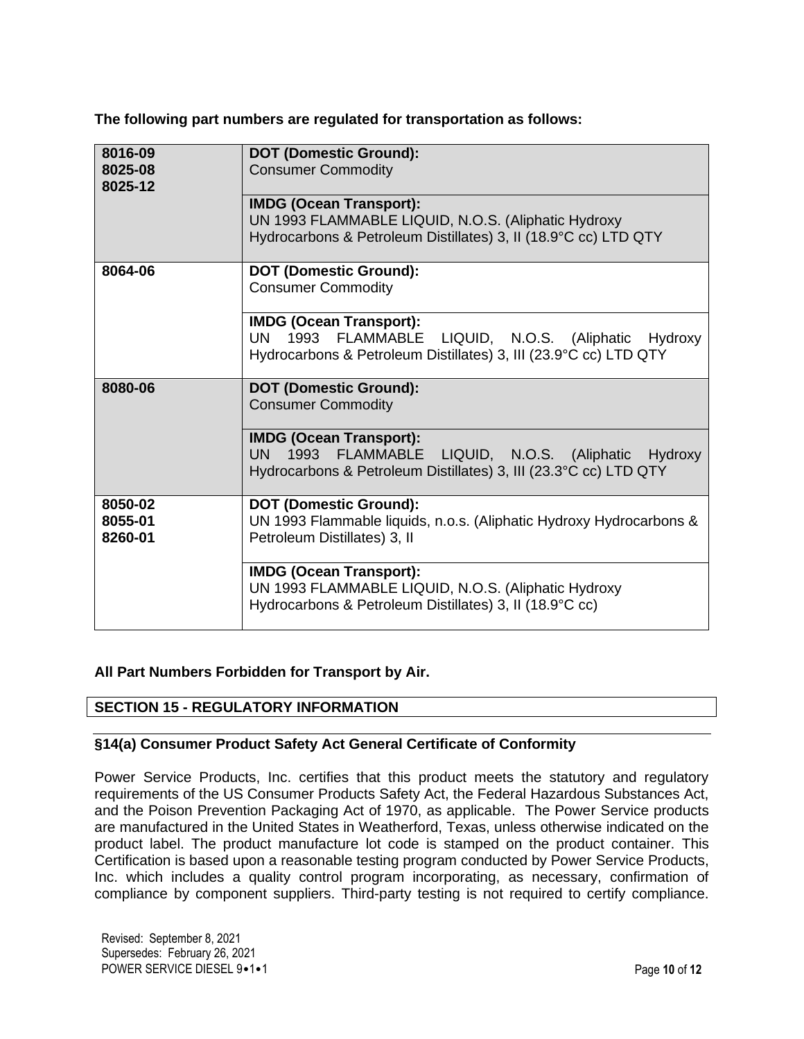**The following part numbers are regulated for transportation as follows:**

| Part Numbers | Transport Regulation |
| --- | --- |
| 8016-09<br>8025-08<br>8025-12 | **DOT (Domestic Ground):**<br>Consumer Commodity |
| | **IMDG (Ocean Transport):**<br>UN 1993 FLAMMABLE LIQUID, N.O.S. (Aliphatic Hydroxy Hydrocarbons & Petroleum Distillates) 3, II (18.9°C cc) LTD QTY |
| 8064-06 | **DOT (Domestic Ground):**<br>Consumer Commodity |
| | **IMDG (Ocean Transport):**<br>UN 1993 FLAMMABLE LIQUID, N.O.S. (Aliphatic Hydroxy Hydrocarbons & Petroleum Distillates) 3, III (23.9°C cc) LTD QTY |
| 8080-06 | **DOT (Domestic Ground):**<br>Consumer Commodity |
| | **IMDG (Ocean Transport):**<br>UN 1993 FLAMMABLE LIQUID, N.O.S. (Aliphatic Hydroxy Hydrocarbons & Petroleum Distillates) 3, III (23.3°C cc) LTD QTY |
| 8050-02<br>8055-01<br>8260-01 | **DOT (Domestic Ground):**<br>UN 1993 Flammable liquids, n.o.s. (Aliphatic Hydroxy Hydrocarbons & Petroleum Distillates) 3, II |
| | **IMDG (Ocean Transport):**<br>UN 1993 FLAMMABLE LIQUID, N.O.S. (Aliphatic Hydroxy Hydrocarbons & Petroleum Distillates) 3, II (18.9°C cc) |

**All Part Numbers Forbidden for Transport by Air.**

## SECTION 15 - REGULATORY INFORMATION

### §14(a) Consumer Product Safety Act General Certificate of Conformity

Power Service Products, Inc. certifies that this product meets the statutory and regulatory requirements of the US Consumer Products Safety Act, the Federal Hazardous Substances Act, and the Poison Prevention Packaging Act of 1970, as applicable. The Power Service products are manufactured in the United States in Weatherford, Texas, unless otherwise indicated on the product label. The product manufacture lot code is stamped on the product container. This Certification is based upon a reasonable testing program conducted by Power Service Products, Inc. which includes a quality control program incorporating, as necessary, confirmation of compliance by component suppliers. Third-party testing is not required to certify compliance.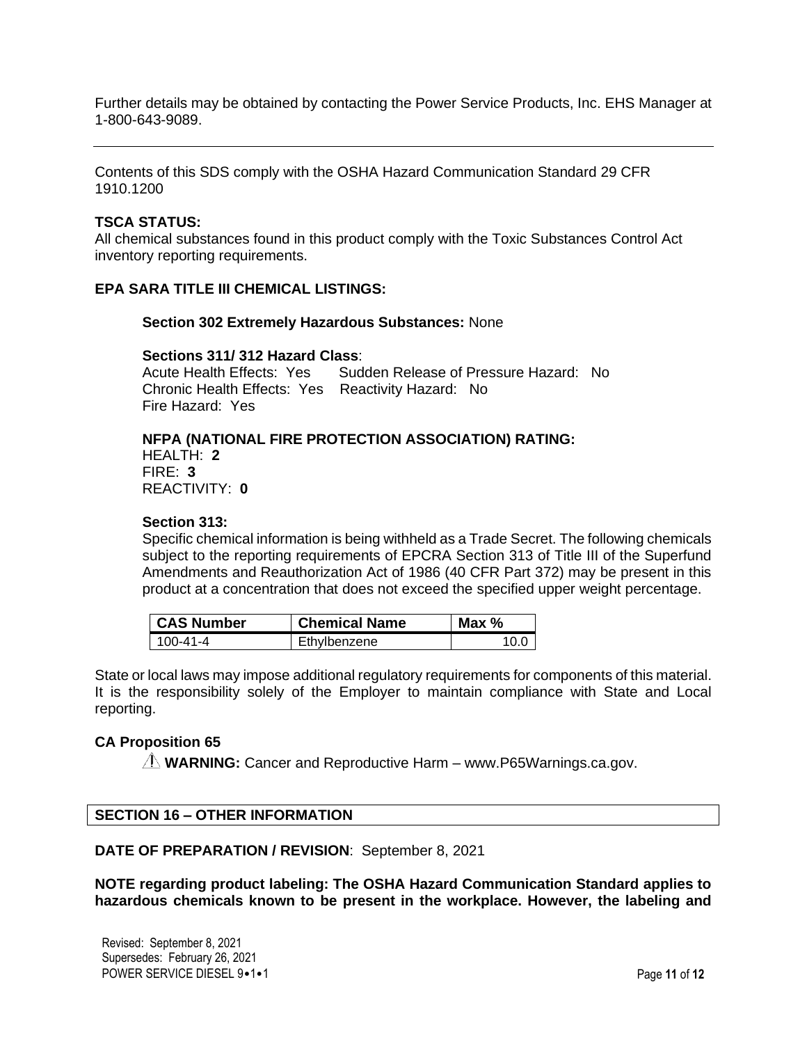Further details may be obtained by contacting the Power Service Products, Inc. EHS Manager at 1-800-643-9089.

---

Contents of this SDS comply with the OSHA Hazard Communication Standard 29 CFR 1910.1200

**TSCA STATUS:**
All chemical substances found in this product comply with the Toxic Substances Control Act inventory reporting requirements.

**EPA SARA TITLE III CHEMICAL LISTINGS:**

**Section 302 Extremely Hazardous Substances:** None

**Sections 311/ 312 Hazard Class**:
Acute Health Effects: Yes Sudden Release of Pressure Hazard: No
Chronic Health Effects: Yes Reactivity Hazard: No
Fire Hazard: Yes

**NFPA (NATIONAL FIRE PROTECTION ASSOCIATION) RATING:**
HEALTH: **2**
FIRE: **3**
REACTIVITY: **0**

**Section 313:**
Specific chemical information is being withheld as a Trade Secret. The following chemicals subject to the reporting requirements of EPCRA Section 313 of Title III of the Superfund Amendments and Reauthorization Act of 1986 (40 CFR Part 372) may be present in this product at a concentration that does not exceed the specified upper weight percentage.

| CAS Number | Chemical Name | Max % |
|---|---|---|
| 100-41-4 | Ethylbenzene | 10.0 |

State or local laws may impose additional regulatory requirements for components of this material. It is the responsibility solely of the Employer to maintain compliance with State and Local reporting.

**CA Proposition 65**

⚠ **WARNING:** Cancer and Reproductive Harm – www.P65Warnings.ca.gov.

## SECTION 16 – OTHER INFORMATION

**DATE OF PREPARATION / REVISION**: September 8, 2021

**NOTE regarding product labeling: The OSHA Hazard Communication Standard applies to hazardous chemicals known to be present in the workplace. However, the labeling and**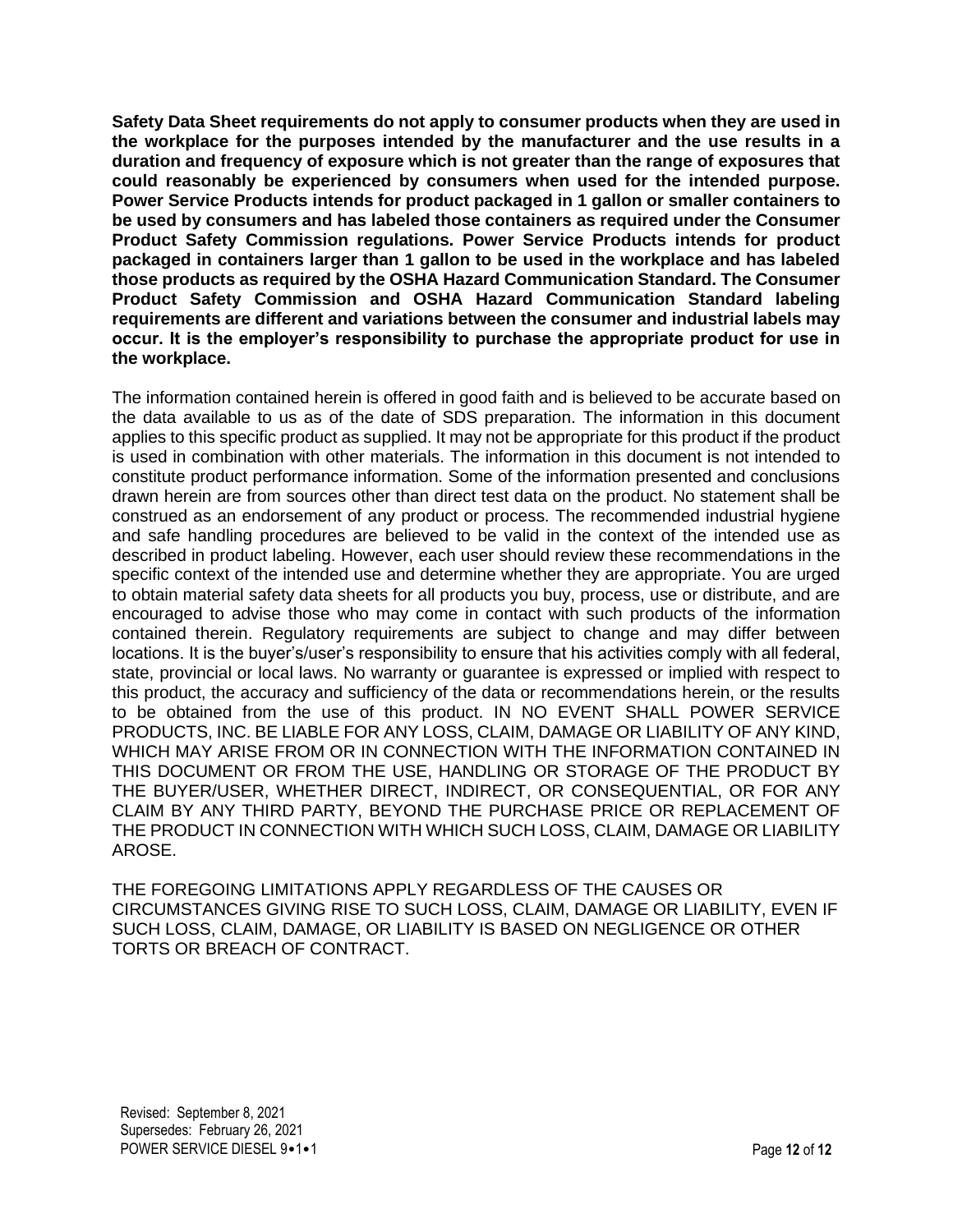**Safety Data Sheet requirements do not apply to consumer products when they are used in the workplace for the purposes intended by the manufacturer and the use results in a duration and frequency of exposure which is not greater than the range of exposures that could reasonably be experienced by consumers when used for the intended purpose. Power Service Products intends for product packaged in 1 gallon or smaller containers to be used by consumers and has labeled those containers as required under the Consumer Product Safety Commission regulations. Power Service Products intends for product packaged in containers larger than 1 gallon to be used in the workplace and has labeled those products as required by the OSHA Hazard Communication Standard. The Consumer Product Safety Commission and OSHA Hazard Communication Standard labeling requirements are different and variations between the consumer and industrial labels may occur. It is the employer's responsibility to purchase the appropriate product for use in the workplace.**

The information contained herein is offered in good faith and is believed to be accurate based on the data available to us as of the date of SDS preparation. The information in this document applies to this specific product as supplied. It may not be appropriate for this product if the product is used in combination with other materials. The information in this document is not intended to constitute product performance information. Some of the information presented and conclusions drawn herein are from sources other than direct test data on the product. No statement shall be construed as an endorsement of any product or process. The recommended industrial hygiene and safe handling procedures are believed to be valid in the context of the intended use as described in product labeling. However, each user should review these recommendations in the specific context of the intended use and determine whether they are appropriate. You are urged to obtain material safety data sheets for all products you buy, process, use or distribute, and are encouraged to advise those who may come in contact with such products of the information contained therein. Regulatory requirements are subject to change and may differ between locations. It is the buyer's/user's responsibility to ensure that his activities comply with all federal, state, provincial or local laws. No warranty or guarantee is expressed or implied with respect to this product, the accuracy and sufficiency of the data or recommendations herein, or the results to be obtained from the use of this product. IN NO EVENT SHALL POWER SERVICE PRODUCTS, INC. BE LIABLE FOR ANY LOSS, CLAIM, DAMAGE OR LIABILITY OF ANY KIND, WHICH MAY ARISE FROM OR IN CONNECTION WITH THE INFORMATION CONTAINED IN THIS DOCUMENT OR FROM THE USE, HANDLING OR STORAGE OF THE PRODUCT BY THE BUYER/USER, WHETHER DIRECT, INDIRECT, OR CONSEQUENTIAL, OR FOR ANY CLAIM BY ANY THIRD PARTY, BEYOND THE PURCHASE PRICE OR REPLACEMENT OF THE PRODUCT IN CONNECTION WITH WHICH SUCH LOSS, CLAIM, DAMAGE OR LIABILITY AROSE.

THE FOREGOING LIMITATIONS APPLY REGARDLESS OF THE CAUSES OR CIRCUMSTANCES GIVING RISE TO SUCH LOSS, CLAIM, DAMAGE OR LIABILITY, EVEN IF SUCH LOSS, CLAIM, DAMAGE, OR LIABILITY IS BASED ON NEGLIGENCE OR OTHER TORTS OR BREACH OF CONTRACT.

Revised: September 8, 2021
Supersedes: February 26, 2021
POWER SERVICE DIESEL 9•1•1